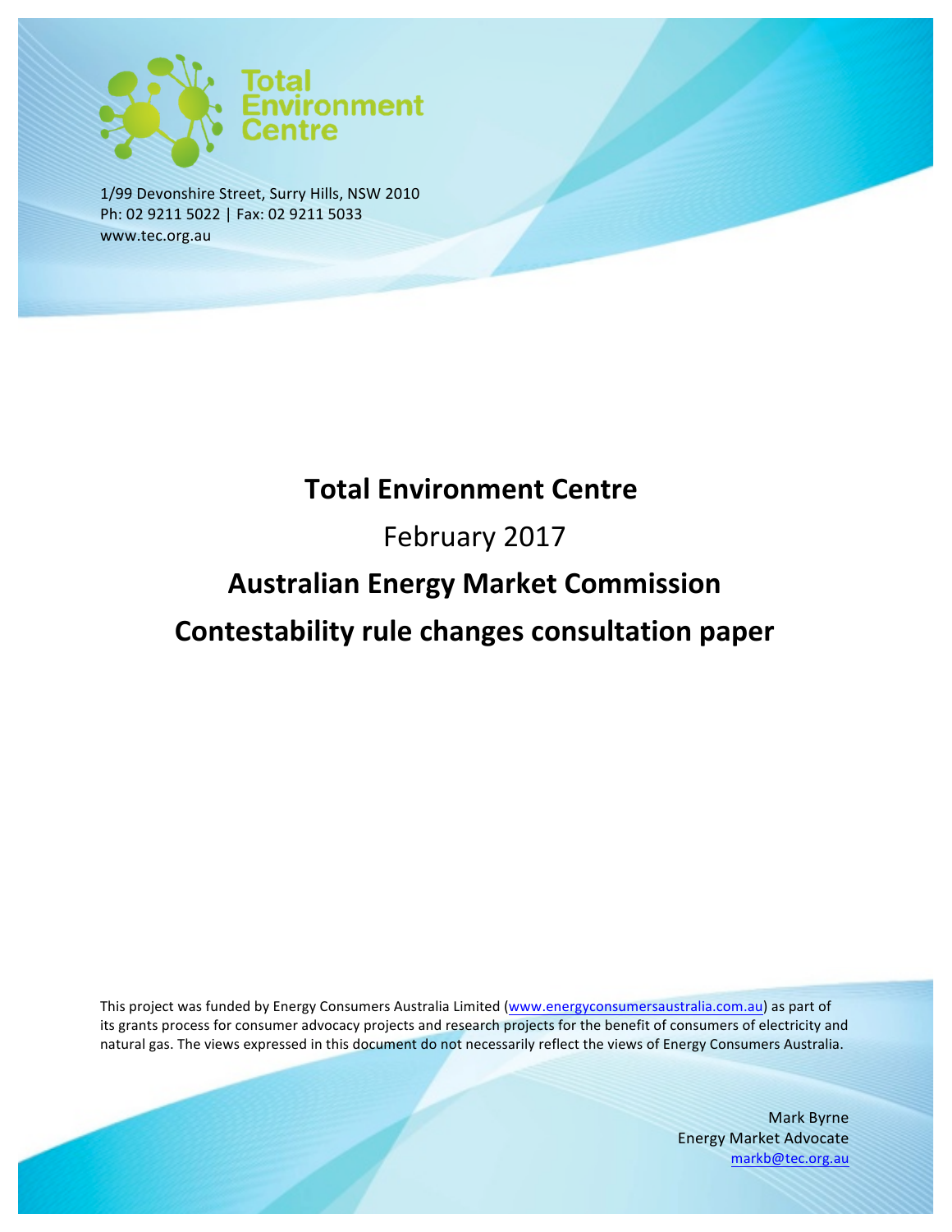Total Environment Centre

1/99 Devonshire Street, Surry Hills, NSW 2010
Ph: 02 9211 5022 | Fax: 02 9211 5033
www.tec.org.au

# Total Environment Centre

February 2017

# Australian Energy Market Commission

# Contestability rule changes consultation paper

This project was funded by Energy Consumers Australia Limited (www.energyconsumersaustralia.com.au) as part of its grants process for consumer advocacy projects and research projects for the benefit of consumers of electricity and natural gas. The views expressed in this document do not necessarily reflect the views of Energy Consumers Australia.

Mark Byrne
Energy Market Advocate
markb@tec.org.au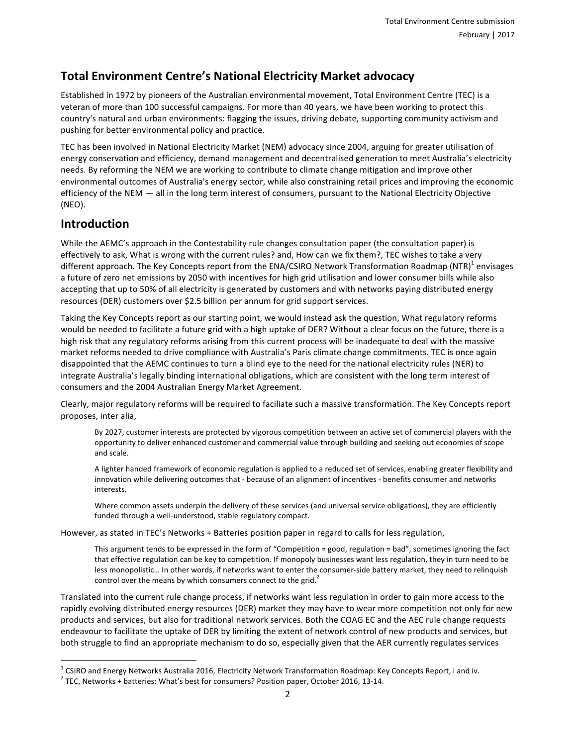## Total Environment Centre's National Electricity Market advocacy

Established in 1972 by pioneers of the Australian environmental movement, Total Environment Centre (TEC) is a veteran of more than 100 successful campaigns. For more than 40 years, we have been working to protect this country's natural and urban environments: flagging the issues, driving debate, supporting community activism and pushing for better environmental policy and practice.

TEC has been involved in National Electricity Market (NEM) advocacy since 2004, arguing for greater utilisation of energy conservation and efficiency, demand management and decentralised generation to meet Australia's electricity needs. By reforming the NEM we are working to contribute to climate change mitigation and improve other environmental outcomes of Australia's energy sector, while also constraining retail prices and improving the economic efficiency of the NEM — all in the long term interest of consumers, pursuant to the National Electricity Objective (NEO).

## Introduction

While the AEMC's approach in the Contestability rule changes consultation paper (the consultation paper) is effectively to ask, What is wrong with the current rules? and, How can we fix them?, TEC wishes to take a very different approach. The Key Concepts report from the ENA/CSIRO Network Transformation Roadmap (NTR)[1] envisages a future of zero net emissions by 2050 with incentives for high grid utilisation and lower consumer bills while also accepting that up to 50% of all electricity is generated by customers and with networks paying distributed energy resources (DER) customers over $2.5 billion per annum for grid support services.

Taking the Key Concepts report as our starting point, we would instead ask the question, What regulatory reforms would be needed to facilitate a future grid with a high uptake of DER? Without a clear focus on the future, there is a high risk that any regulatory reforms arising from this current process will be inadequate to deal with the massive market reforms needed to drive compliance with Australia's Paris climate change commitments. TEC is once again disappointed that the AEMC continues to turn a blind eye to the need for the national electricity rules (NER) to integrate Australia's legally binding international obligations, which are consistent with the long term interest of consumers and the 2004 Australian Energy Market Agreement.

Clearly, major regulatory reforms will be required to faciliate such a massive transformation. The Key Concepts report proposes, inter alia,

> By 2027, customer interests are protected by vigorous competition between an active set of commercial players with the opportunity to deliver enhanced customer and commercial value through building and seeking out economies of scope and scale.
>
> A lighter handed framework of economic regulation is applied to a reduced set of services, enabling greater flexibility and innovation while delivering outcomes that - because of an alignment of incentives - benefits consumer and networks interests.
>
> Where common assets underpin the delivery of these services (and universal service obligations), they are efficiently funded through a well-understood, stable regulatory compact.

However, as stated in TEC's Networks + Batteries position paper in regard to calls for less regulation,

> This argument tends to be expressed in the form of "Competition = good, regulation = bad", sometimes ignoring the fact that effective regulation can be key to competition. If monopoly businesses want less regulation, they in turn need to be less monopolistic… In other words, if networks want to enter the consumer-side battery market, they need to relinquish control over the means by which consumers connect to the grid.[2]

Translated into the current rule change process, if networks want less regulation in order to gain more access to the rapidly evolving distributed energy resources (DER) market they may have to wear more competition not only for new products and services, but also for traditional network services. Both the COAG EC and the AEC rule change requests endeavour to facilitate the uptake of DER by limiting the extent of network control of new products and services, but both struggle to find an appropriate mechanism to do so, especially given that the AER currently regulates services

---

[1] CSIRO and Energy Networks Australia 2016, Electricity Network Transformation Roadmap: Key Concepts Report, i and iv.

[2] TEC, Networks + batteries: What's best for consumers? Position paper, October 2016, 13-14.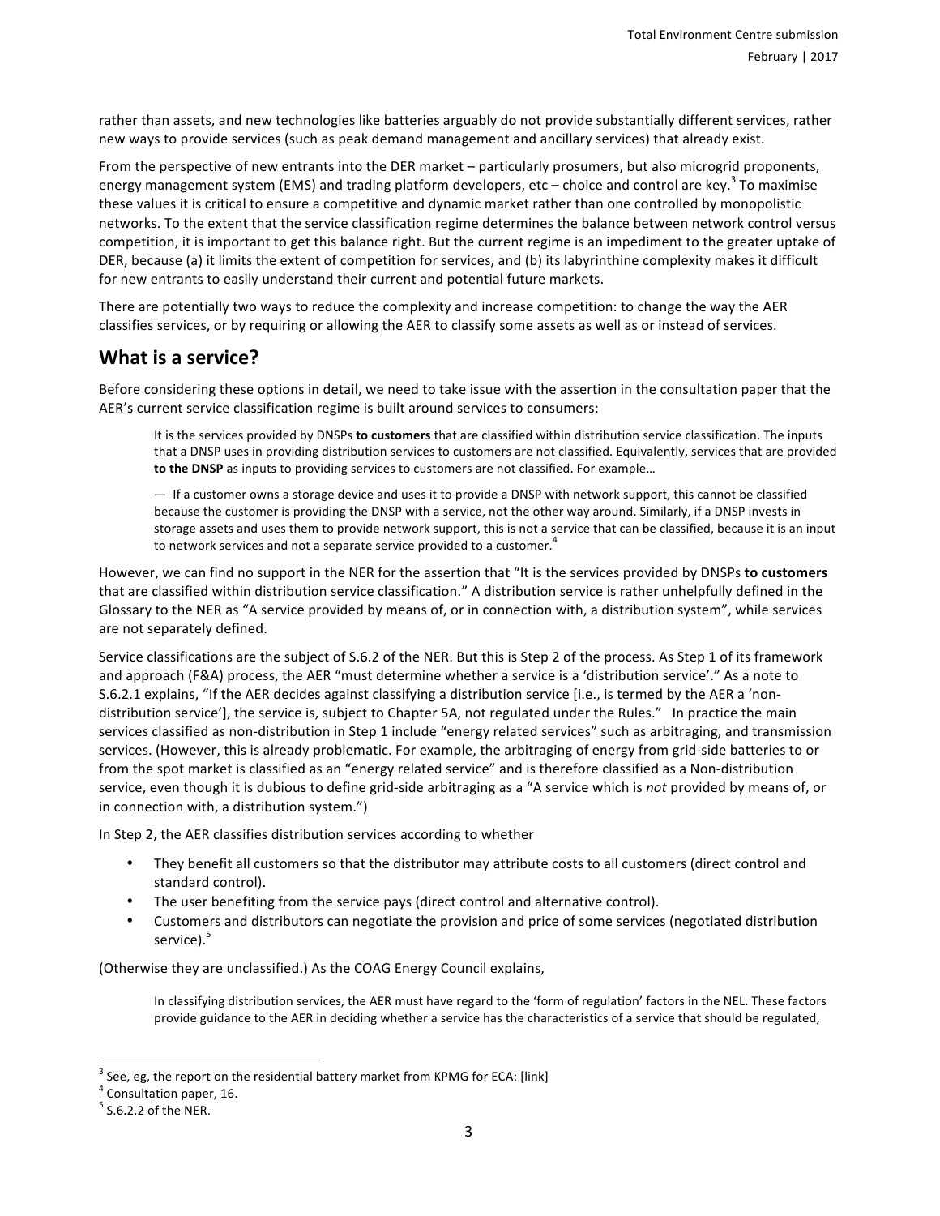rather than assets, and new technologies like batteries arguably do not provide substantially different services, rather new ways to provide services (such as peak demand management and ancillary services) that already exist.

From the perspective of new entrants into the DER market – particularly prosumers, but also microgrid proponents, energy management system (EMS) and trading platform developers, etc – choice and control are key.[3] To maximise these values it is critical to ensure a competitive and dynamic market rather than one controlled by monopolistic networks. To the extent that the service classification regime determines the balance between network control versus competition, it is important to get this balance right. But the current regime is an impediment to the greater uptake of DER, because (a) it limits the extent of competition for services, and (b) its labyrinthine complexity makes it difficult for new entrants to easily understand their current and potential future markets.

There are potentially two ways to reduce the complexity and increase competition: to change the way the AER classifies services, or by requiring or allowing the AER to classify some assets as well as or instead of services.

## What is a service?

Before considering these options in detail, we need to take issue with the assertion in the consultation paper that the AER's current service classification regime is built around services to consumers:

> It is the services provided by DNSPs **to customers** that are classified within distribution service classification. The inputs that a DNSP uses in providing distribution services to customers are not classified. Equivalently, services that are provided **to the DNSP** as inputs to providing services to customers are not classified. For example…
>
> — If a customer owns a storage device and uses it to provide a DNSP with network support, this cannot be classified because the customer is providing the DNSP with a service, not the other way around. Similarly, if a DNSP invests in storage assets and uses them to provide network support, this is not a service that can be classified, because it is an input to network services and not a separate service provided to a customer.[4]

However, we can find no support in the NER for the assertion that "It is the services provided by DNSPs **to customers** that are classified within distribution service classification." A distribution service is rather unhelpfully defined in the Glossary to the NER as "A service provided by means of, or in connection with, a distribution system", while services are not separately defined.

Service classifications are the subject of S.6.2 of the NER. But this is Step 2 of the process. As Step 1 of its framework and approach (F&A) process, the AER "must determine whether a service is a 'distribution service'." As a note to S.6.2.1 explains, "If the AER decides against classifying a distribution service [i.e., is termed by the AER a 'non-distribution service'], the service is, subject to Chapter 5A, not regulated under the Rules."   In practice the main services classified as non-distribution in Step 1 include "energy related services" such as arbitraging, and transmission services. (However, this is already problematic. For example, the arbitraging of energy from grid-side batteries to or from the spot market is classified as an "energy related service" and is therefore classified as a Non-distribution service, even though it is dubious to define grid-side arbitraging as a "A service which is *not* provided by means of, or in connection with, a distribution system.")

In Step 2, the AER classifies distribution services according to whether

- They benefit all customers so that the distributor may attribute costs to all customers (direct control and standard control).
- The user benefiting from the service pays (direct control and alternative control).
- Customers and distributors can negotiate the provision and price of some services (negotiated distribution service).[5]

(Otherwise they are unclassified.) As the COAG Energy Council explains,

> In classifying distribution services, the AER must have regard to the 'form of regulation' factors in the NEL. These factors provide guidance to the AER in deciding whether a service has the characteristics of a service that should be regulated,

---

[3] See, eg, the report on the residential battery market from KPMG for ECA: [link]

[4] Consultation paper, 16.

[5] S.6.2.2 of the NER.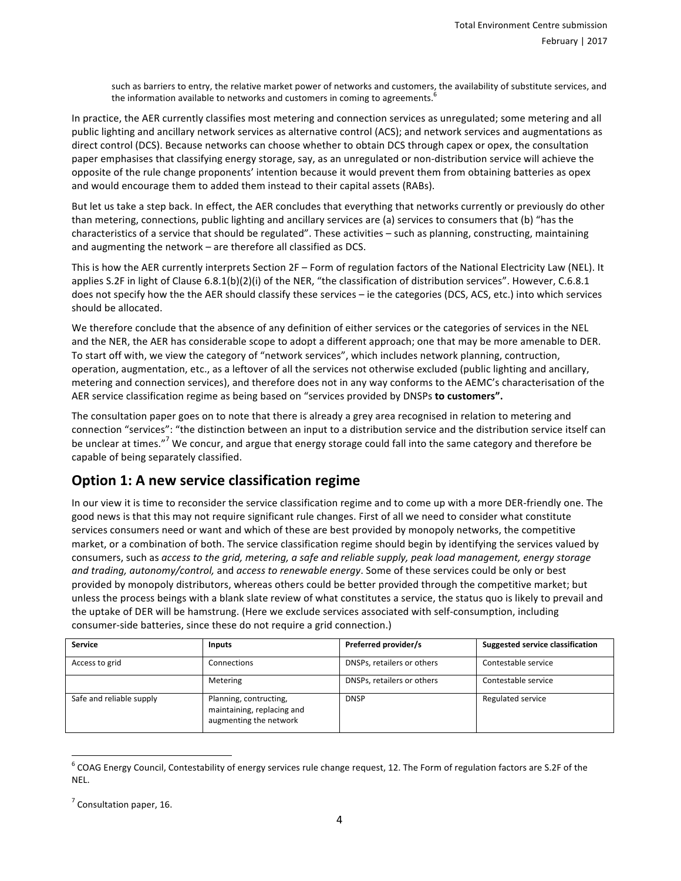such as barriers to entry, the relative market power of networks and customers, the availability of substitute services, and the information available to networks and customers in coming to agreements.[6]

In practice, the AER currently classifies most metering and connection services as unregulated; some metering and all public lighting and ancillary network services as alternative control (ACS); and network services and augmentations as direct control (DCS). Because networks can choose whether to obtain DCS through capex or opex, the consultation paper emphasises that classifying energy storage, say, as an unregulated or non-distribution service will achieve the opposite of the rule change proponents' intention because it would prevent them from obtaining batteries as opex and would encourage them to added them instead to their capital assets (RABs).

But let us take a step back. In effect, the AER concludes that everything that networks currently or previously do other than metering, connections, public lighting and ancillary services are (a) services to consumers that (b) "has the characteristics of a service that should be regulated". These activities – such as planning, constructing, maintaining and augmenting the network – are therefore all classified as DCS.

This is how the AER currently interprets Section 2F – Form of regulation factors of the National Electricity Law (NEL). It applies S.2F in light of Clause 6.8.1(b)(2)(i) of the NER, "the classification of distribution services". However, C.6.8.1 does not specify how the the AER should classify these services – ie the categories (DCS, ACS, etc.) into which services should be allocated.

We therefore conclude that the absence of any definition of either services or the categories of services in the NEL and the NER, the AER has considerable scope to adopt a different approach; one that may be more amenable to DER. To start off with, we view the category of "network services", which includes network planning, contruction, operation, augmentation, etc., as a leftover of all the services not otherwise excluded (public lighting and ancillary, metering and connection services), and therefore does not in any way conforms to the AEMC's characterisation of the AER service classification regime as being based on "services provided by DNSPs **to customers".**

The consultation paper goes on to note that there is already a grey area recognised in relation to metering and connection "services": "the distinction between an input to a distribution service and the distribution service itself can be unclear at times."[7] We concur, and argue that energy storage could fall into the same category and therefore be capable of being separately classified.

## Option 1: A new service classification regime

In our view it is time to reconsider the service classification regime and to come up with a more DER-friendly one. The good news is that this may not require significant rule changes. First of all we need to consider what constitute services consumers need or want and which of these are best provided by monopoly networks, the competitive market, or a combination of both. The service classification regime should begin by identifying the services valued by consumers, such as *access to the grid, metering, a safe and reliable supply, peak load management, energy storage and trading, autonomy/control,* and *access to renewable energy*. Some of these services could be only or best provided by monopoly distributors, whereas others could be better provided through the competitive market; but unless the process beings with a blank slate review of what constitutes a service, the status quo is likely to prevail and the uptake of DER will be hamstrung. (Here we exclude services associated with self-consumption, including consumer-side batteries, since these do not require a grid connection.)

| Service | Inputs | Preferred provider/s | Suggested service classification |
|---|---|---|---|
| Access to grid | Connections | DNSPs, retailers or others | Contestable service |
| | Metering | DNSPs, retailers or others | Contestable service |
| Safe and reliable supply | Planning, contructing, maintaining, replacing and augmenting the network | DNSP | Regulated service |

[6] COAG Energy Council, Contestability of energy services rule change request, 12. The Form of regulation factors are S.2F of the NEL.

[7] Consultation paper, 16.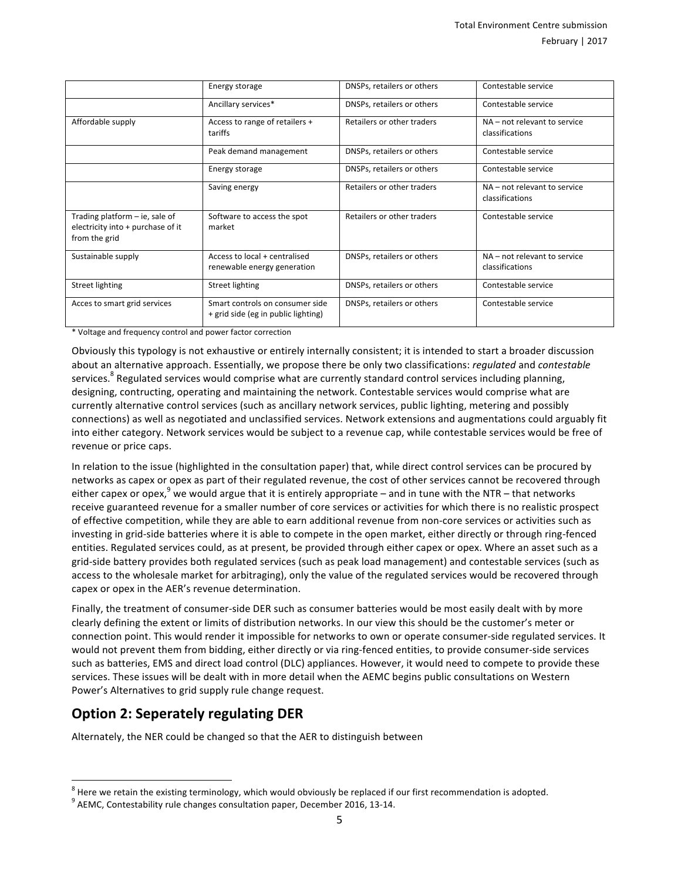| | | | |
|---|---|---|---|
| | Energy storage | DNSPs, retailers or others | Contestable service |
| | Ancillary services* | DNSPs, retailers or others | Contestable service |
| Affordable supply | Access to range of retailers + tariffs | Retailers or other traders | NA – not relevant to service classifications |
| | Peak demand management | DNSPs, retailers or others | Contestable service |
| | Energy storage | DNSPs, retailers or others | Contestable service |
| | Saving energy | Retailers or other traders | NA – not relevant to service classifications |
| Trading platform – ie, sale of electricity into + purchase of it from the grid | Software to access the spot market | Retailers or other traders | Contestable service |
| Sustainable supply | Access to local + centralised renewable energy generation | DNSPs, retailers or others | NA – not relevant to service classifications |
| Street lighting | Street lighting | DNSPs, retailers or others | Contestable service |
| Acces to smart grid services | Smart controls on consumer side + grid side (eg in public lighting) | DNSPs, retailers or others | Contestable service |

* Voltage and frequency control and power factor correction

Obviously this typology is not exhaustive or entirely internally consistent; it is intended to start a broader discussion about an alternative approach. Essentially, we propose there be only two classifications: *regulated* and *contestable* services.[8] Regulated services would comprise what are currently standard control services including planning, designing, contructing, operating and maintaining the network. Contestable services would comprise what are currently alternative control services (such as ancillary network services, public lighting, metering and possibly connections) as well as negotiated and unclassified services. Network extensions and augmentations could arguably fit into either category. Network services would be subject to a revenue cap, while contestable services would be free of revenue or price caps.

In relation to the issue (highlighted in the consultation paper) that, while direct control services can be procured by networks as capex or opex as part of their regulated revenue, the cost of other services cannot be recovered through either capex or opex,[9] we would argue that it is entirely appropriate – and in tune with the NTR – that networks receive guaranteed revenue for a smaller number of core services or activities for which there is no realistic prospect of effective competition, while they are able to earn additional revenue from non-core services or activities such as investing in grid-side batteries where it is able to compete in the open market, either directly or through ring-fenced entities. Regulated services could, as at present, be provided through either capex or opex. Where an asset such as a grid-side battery provides both regulated services (such as peak load management) and contestable services (such as access to the wholesale market for arbitraging), only the value of the regulated services would be recovered through capex or opex in the AER's revenue determination.

Finally, the treatment of consumer-side DER such as consumer batteries would be most easily dealt with by more clearly defining the extent or limits of distribution networks. In our view this should be the customer's meter or connection point. This would render it impossible for networks to own or operate consumer-side regulated services. It would not prevent them from bidding, either directly or via ring-fenced entities, to provide consumer-side services such as batteries, EMS and direct load control (DLC) appliances. However, it would need to compete to provide these services. These issues will be dealt with in more detail when the AEMC begins public consultations on Western Power's Alternatives to grid supply rule change request.

## Option 2: Seperately regulating DER

Alternately, the NER could be changed so that the AER to distinguish between

[8] Here we retain the existing terminology, which would obviously be replaced if our first recommendation is adopted.

[9] AEMC, Contestability rule changes consultation paper, December 2016, 13-14.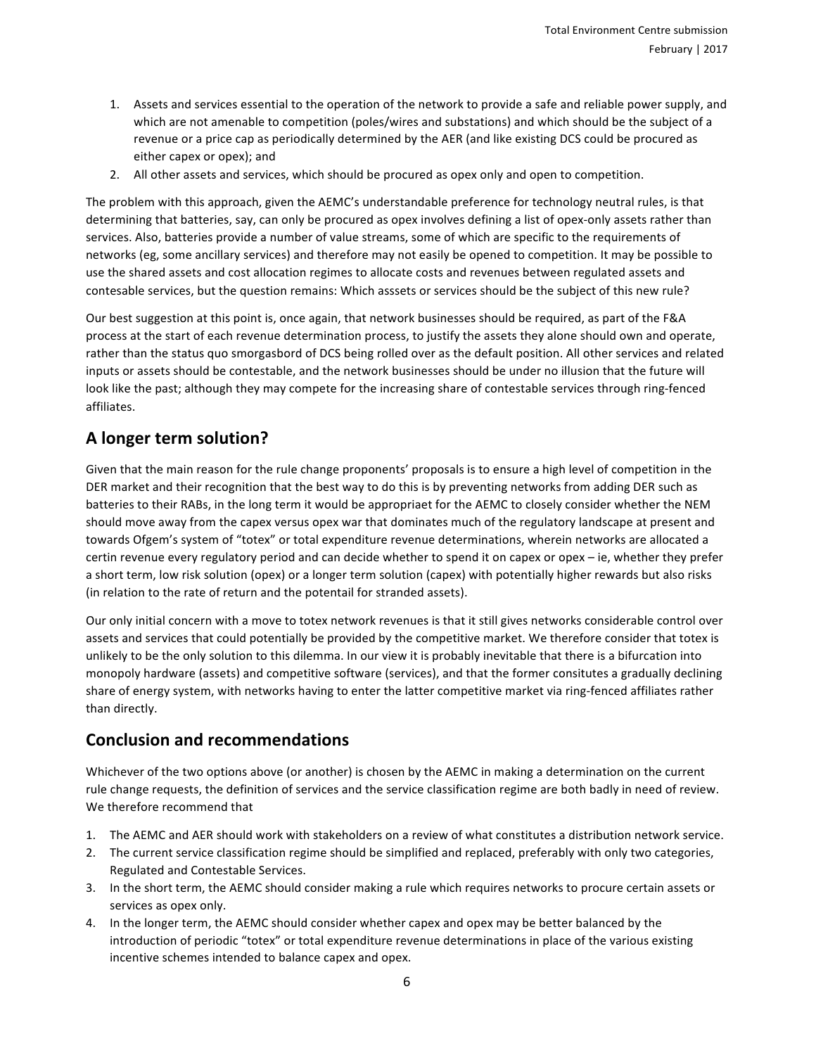1. Assets and services essential to the operation of the network to provide a safe and reliable power supply, and which are not amenable to competition (poles/wires and substations) and which should be the subject of a revenue or a price cap as periodically determined by the AER (and like existing DCS could be procured as either capex or opex); and
2. All other assets and services, which should be procured as opex only and open to competition.

The problem with this approach, given the AEMC's understandable preference for technology neutral rules, is that determining that batteries, say, can only be procured as opex involves defining a list of opex-only assets rather than services. Also, batteries provide a number of value streams, some of which are specific to the requirements of networks (eg, some ancillary services) and therefore may not easily be opened to competition. It may be possible to use the shared assets and cost allocation regimes to allocate costs and revenues between regulated assets and contesable services, but the question remains: Which asssets or services should be the subject of this new rule?

Our best suggestion at this point is, once again, that network businesses should be required, as part of the F&A process at the start of each revenue determination process, to justify the assets they alone should own and operate, rather than the status quo smorgasbord of DCS being rolled over as the default position. All other services and related inputs or assets should be contestable, and the network businesses should be under no illusion that the future will look like the past; although they may compete for the increasing share of contestable services through ring-fenced affiliates.

## A longer term solution?

Given that the main reason for the rule change proponents' proposals is to ensure a high level of competition in the DER market and their recognition that the best way to do this is by preventing networks from adding DER such as batteries to their RABs, in the long term it would be appropriaet for the AEMC to closely consider whether the NEM should move away from the capex versus opex war that dominates much of the regulatory landscape at present and towards Ofgem's system of "totex" or total expenditure revenue determinations, wherein networks are allocated a certin revenue every regulatory period and can decide whether to spend it on capex or opex – ie, whether they prefer a short term, low risk solution (opex) or a longer term solution (capex) with potentially higher rewards but also risks (in relation to the rate of return and the potentail for stranded assets).

Our only initial concern with a move to totex network revenues is that it still gives networks considerable control over assets and services that could potentially be provided by the competitive market. We therefore consider that totex is unlikely to be the only solution to this dilemma. In our view it is probably inevitable that there is a bifurcation into monopoly hardware (assets) and competitive software (services), and that the former consitutes a gradually declining share of energy system, with networks having to enter the latter competitive market via ring-fenced affiliates rather than directly.

## Conclusion and recommendations

Whichever of the two options above (or another) is chosen by the AEMC in making a determination on the current rule change requests, the definition of services and the service classification regime are both badly in need of review. We therefore recommend that

1. The AEMC and AER should work with stakeholders on a review of what constitutes a distribution network service.
2. The current service classification regime should be simplified and replaced, preferably with only two categories, Regulated and Contestable Services.
3. In the short term, the AEMC should consider making a rule which requires networks to procure certain assets or services as opex only.
4. In the longer term, the AEMC should consider whether capex and opex may be better balanced by the introduction of periodic "totex" or total expenditure revenue determinations in place of the various existing incentive schemes intended to balance capex and opex.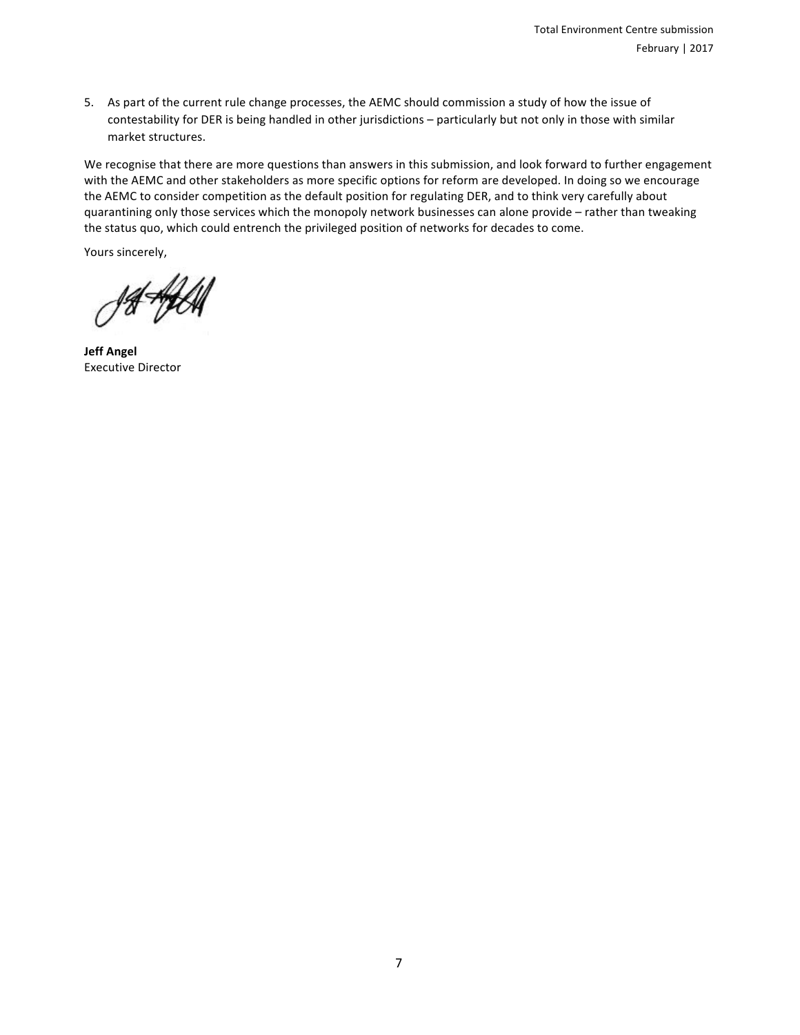5. As part of the current rule change processes, the AEMC should commission a study of how the issue of contestability for DER is being handled in other jurisdictions – particularly but not only in those with similar market structures.

We recognise that there are more questions than answers in this submission, and look forward to further engagement with the AEMC and other stakeholders as more specific options for reform are developed. In doing so we encourage the AEMC to consider competition as the default position for regulating DER, and to think very carefully about quarantining only those services which the monopoly network businesses can alone provide – rather than tweaking the status quo, which could entrench the privileged position of networks for decades to come.

Yours sincerely,

**Jeff Angel**
Executive Director